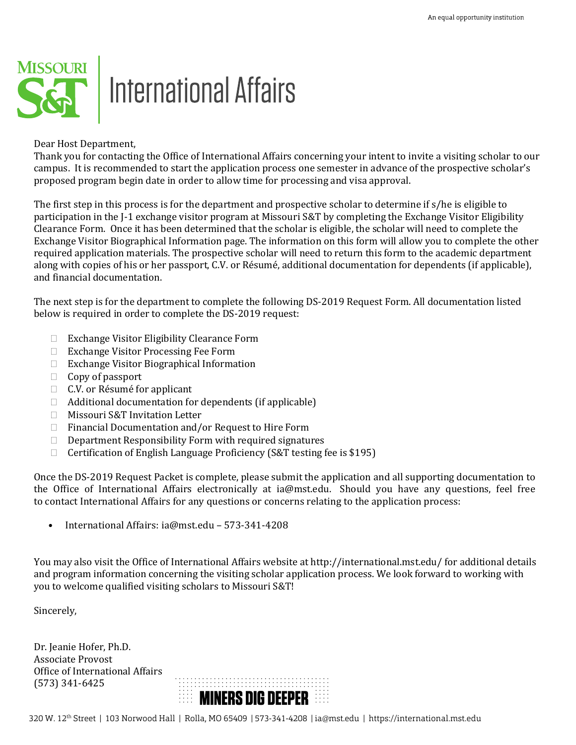An equal opportunity institution

# Missouri S&T | International Affairs

Dear Host Department,

Thank you for contacting the Office of International Affairs concerning your intent to invite a visiting scholar to our campus. It is recommended to start the application process one semester in advance of the prospective scholar's proposed program begin date in order to allow time for processing and visa approval.

The first step in this process is for the department and prospective scholar to determine if s/he is eligible to participation in the J-1 exchange visitor program at Missouri S&T by completing the Exchange Visitor Eligibility Clearance Form. Once it has been determined that the scholar is eligible, the scholar will need to complete the Exchange Visitor Biographical Information page. The information on this form will allow you to complete the other required application materials. The prospective scholar will need to return this form to the academic department along with copies of his or her passport, C.V. or Résumé, additional documentation for dependents (if applicable), and financial documentation.

The next step is for the department to complete the following DS-2019 Request Form. All documentation listed below is required in order to complete the DS-2019 request:

- ☐ Exchange Visitor Eligibility Clearance Form
- ☐ Exchange Visitor Processing Fee Form
- ☐ Exchange Visitor Biographical Information
- ☐ Copy of passport
- ☐ C.V. or Résumé for applicant
- ☐ Additional documentation for dependents (if applicable)
- ☐ Missouri S&T Invitation Letter
- ☐ Financial Documentation and/or Request to Hire Form
- ☐ Department Responsibility Form with required signatures
- ☐ Certification of English Language Proficiency (S&T testing fee is $195)

Once the DS-2019 Request Packet is complete, please submit the application and all supporting documentation to the Office of International Affairs electronically at ia@mst.edu. Should you have any questions, feel free to contact International Affairs for any questions or concerns relating to the application process:

- International Affairs: ia@mst.edu – 573-341-4208

You may also visit the Office of International Affairs website at http://international.mst.edu/ for additional details and program information concerning the visiting scholar application process. We look forward to working with you to welcome qualified visiting scholars to Missouri S&T!

Sincerely,

Dr. Jeanie Hofer, Ph.D.  
Associate Provost  
Office of International Affairs  
(573) 341-6425

MINERS DIG DEEPER

320 W. 12th Street | 103 Norwood Hall | Rolla, MO 65409 | 573-341-4208 | ia@mst.edu | https://international.mst.edu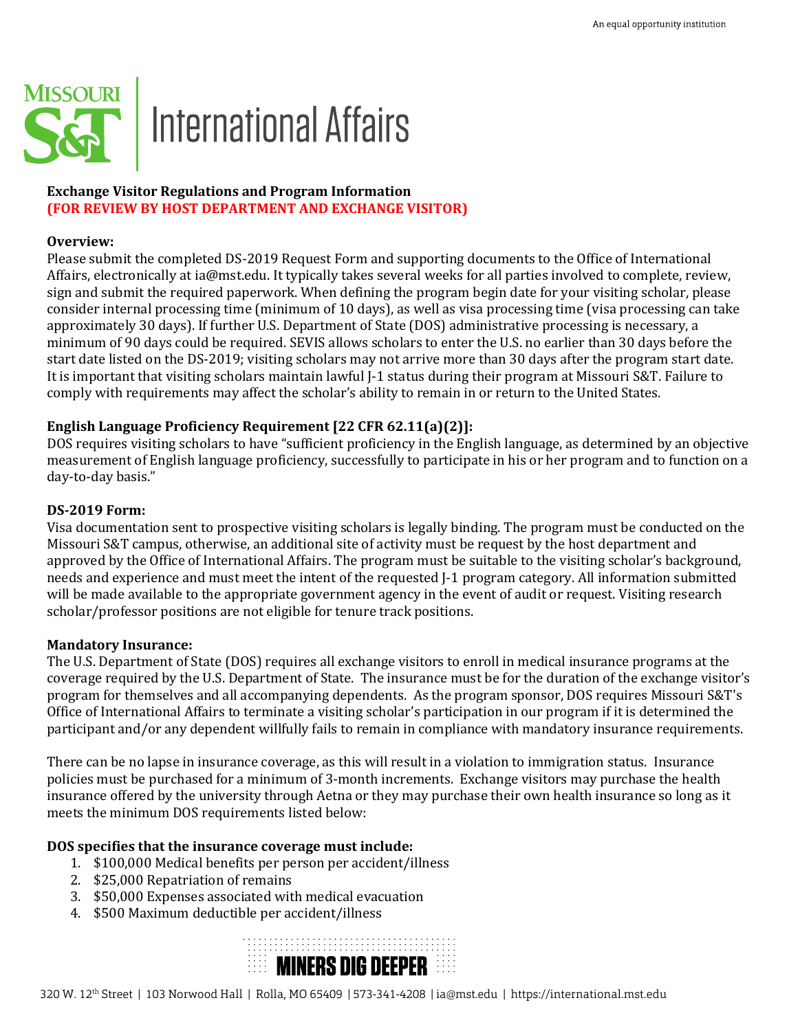# International Affairs

**Exchange Visitor Regulations and Program Information**
**(FOR REVIEW BY HOST DEPARTMENT AND EXCHANGE VISITOR)**

**Overview:**
Please submit the completed DS-2019 Request Form and supporting documents to the Office of International Affairs, electronically at ia@mst.edu. It typically takes several weeks for all parties involved to complete, review, sign and submit the required paperwork. When defining the program begin date for your visiting scholar, please consider internal processing time (minimum of 10 days), as well as visa processing time (visa processing can take approximately 30 days). If further U.S. Department of State (DOS) administrative processing is necessary, a minimum of 90 days could be required. SEVIS allows scholars to enter the U.S. no earlier than 30 days before the start date listed on the DS-2019; visiting scholars may not arrive more than 30 days after the program start date. It is important that visiting scholars maintain lawful J-1 status during their program at Missouri S&T. Failure to comply with requirements may affect the scholar's ability to remain in or return to the United States.

**English Language Proficiency Requirement [22 CFR 62.11(a)(2)]:**
DOS requires visiting scholars to have "sufficient proficiency in the English language, as determined by an objective measurement of English language proficiency, successfully to participate in his or her program and to function on a day-to-day basis."

**DS-2019 Form:**
Visa documentation sent to prospective visiting scholars is legally binding. The program must be conducted on the Missouri S&T campus, otherwise, an additional site of activity must be request by the host department and approved by the Office of International Affairs. The program must be suitable to the visiting scholar's background, needs and experience and must meet the intent of the requested J-1 program category. All information submitted will be made available to the appropriate government agency in the event of audit or request. Visiting research scholar/professor positions are not eligible for tenure track positions.

**Mandatory Insurance:**
The U.S. Department of State (DOS) requires all exchange visitors to enroll in medical insurance programs at the coverage required by the U.S. Department of State. The insurance must be for the duration of the exchange visitor's program for themselves and all accompanying dependents. As the program sponsor, DOS requires Missouri S&T's Office of International Affairs to terminate a visiting scholar's participation in our program if it is determined the participant and/or any dependent willfully fails to remain in compliance with mandatory insurance requirements.

There can be no lapse in insurance coverage, as this will result in a violation to immigration status. Insurance policies must be purchased for a minimum of 3-month increments. Exchange visitors may purchase the health insurance offered by the university through Aetna or they may purchase their own health insurance so long as it meets the minimum DOS requirements listed below:

**DOS specifies that the insurance coverage must include:**

1. $100,000 Medical benefits per person per accident/illness
2. $25,000 Repatriation of remains
3. $50,000 Expenses associated with medical evacuation
4. $500 Maximum deductible per accident/illness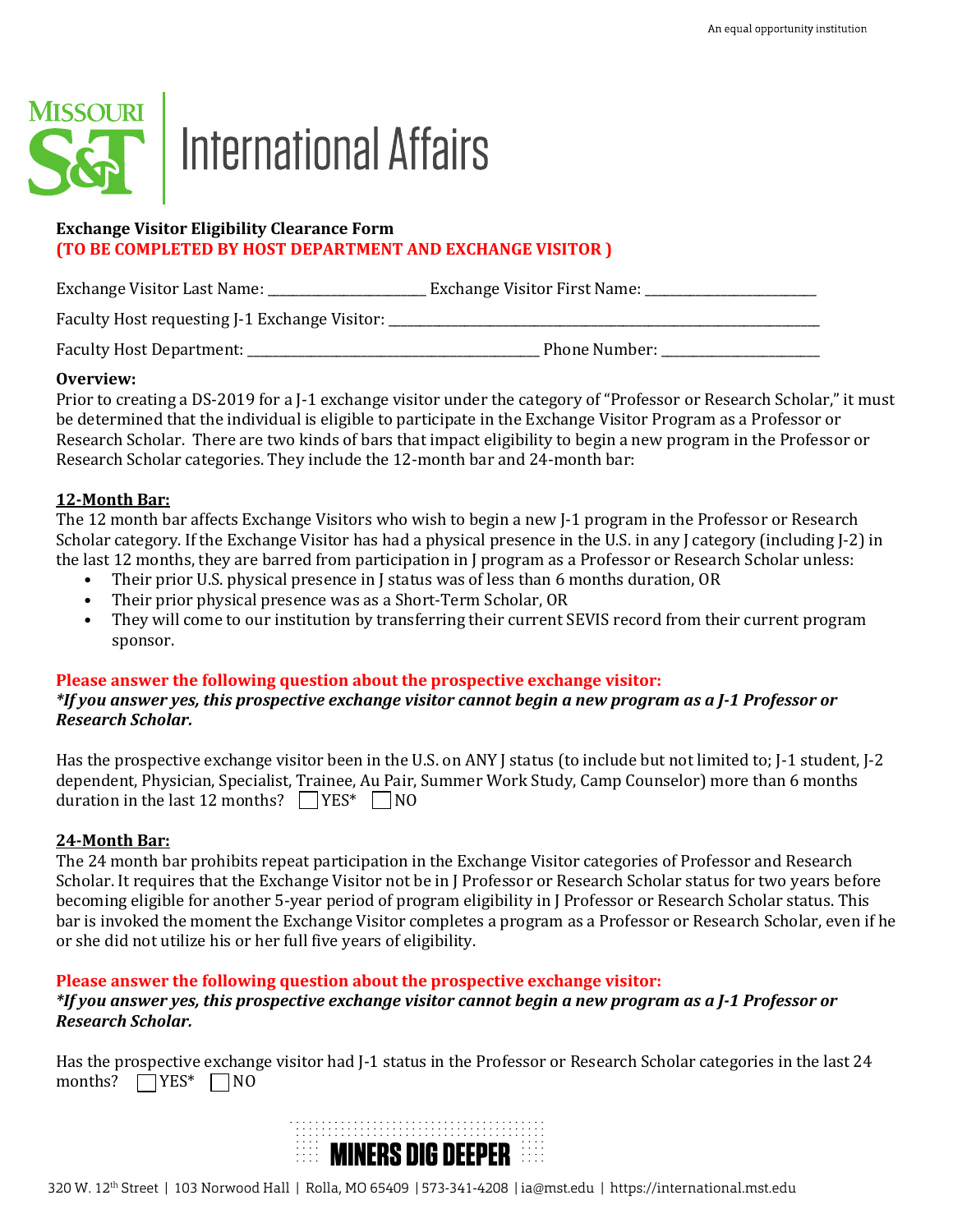Missouri S&T | International Affairs

**Exchange Visitor Eligibility Clearance Form**
**(TO BE COMPLETED BY HOST DEPARTMENT AND EXCHANGE VISITOR )**

Exchange Visitor Last Name: ______________________ Exchange Visitor First Name: ________________________

Faculty Host requesting J-1 Exchange Visitor: ______________________________________________________________

Faculty Host Department: _________________________________________ Phone Number: ______________________

**Overview:**
Prior to creating a DS-2019 for a J-1 exchange visitor under the category of "Professor or Research Scholar," it must be determined that the individual is eligible to participate in the Exchange Visitor Program as a Professor or Research Scholar. There are two kinds of bars that impact eligibility to begin a new program in the Professor or Research Scholar categories. They include the 12-month bar and 24-month bar:

**12-Month Bar:**
The 12 month bar affects Exchange Visitors who wish to begin a new J-1 program in the Professor or Research Scholar category. If the Exchange Visitor has had a physical presence in the U.S. in any J category (including J-2) in the last 12 months, they are barred from participation in J program as a Professor or Research Scholar unless:

- Their prior U.S. physical presence in J status was of less than 6 months duration, OR
- Their prior physical presence was as a Short-Term Scholar, OR
- They will come to our institution by transferring their current SEVIS record from their current program sponsor.

**Please answer the following question about the prospective exchange visitor:**
***If you answer yes, this prospective exchange visitor cannot begin a new program as a J-1 Professor or Research Scholar.***

Has the prospective exchange visitor been in the U.S. on ANY J status (to include but not limited to; J-1 student, J-2 dependent, Physician, Specialist, Trainee, Au Pair, Summer Work Study, Camp Counselor) more than 6 months duration in the last 12 months? ☐ YES* ☐ NO

**24-Month Bar:**
The 24 month bar prohibits repeat participation in the Exchange Visitor categories of Professor and Research Scholar. It requires that the Exchange Visitor not be in J Professor or Research Scholar status for two years before becoming eligible for another 5-year period of program eligibility in J Professor or Research Scholar status. This bar is invoked the moment the Exchange Visitor completes a program as a Professor or Research Scholar, even if he or she did not utilize his or her full five years of eligibility.

**Please answer the following question about the prospective exchange visitor:**
***If you answer yes, this prospective exchange visitor cannot begin a new program as a J-1 Professor or Research Scholar.***

Has the prospective exchange visitor had J-1 status in the Professor or Research Scholar categories in the last 24 months? ☐ YES* ☐ NO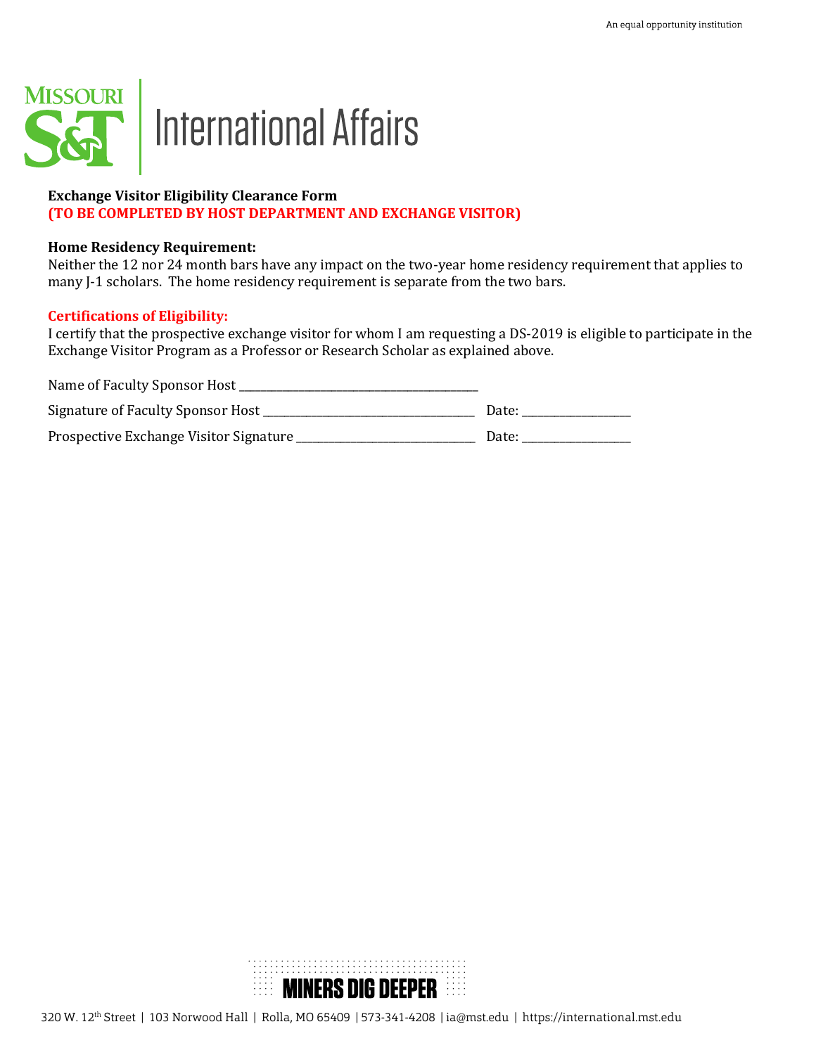# International Affairs

**Exchange Visitor Eligibility Clearance Form**
**(TO BE COMPLETED BY HOST DEPARTMENT AND EXCHANGE VISITOR)**

**Home Residency Requirement:**
Neither the 12 nor 24 month bars have any impact on the two-year home residency requirement that applies to many J-1 scholars. The home residency requirement is separate from the two bars.

**Certifications of Eligibility:**
I certify that the prospective exchange visitor for whom I am requesting a DS-2019 is eligible to participate in the Exchange Visitor Program as a Professor or Research Scholar as explained above.

Name of Faculty Sponsor Host ________________________________________

Signature of Faculty Sponsor Host ____________________________________ Date: __________________

Prospective Exchange Visitor Signature _______________________________ Date: __________________

MINERS DIG DEEPER

320 W. 12th Street | 103 Norwood Hall | Rolla, MO 65409 | 573-341-4208 | ia@mst.edu | https://international.mst.edu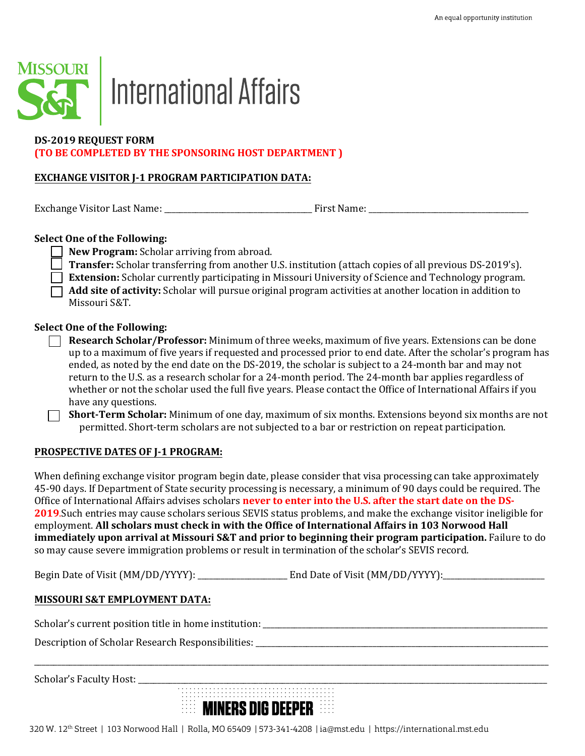An equal opportunity institution

# International Affairs

**DS-2019 REQUEST FORM**
**(TO BE COMPLETED BY THE SPONSORING HOST DEPARTMENT )**

## EXCHANGE VISITOR J-1 PROGRAM PARTICIPATION DATA:

Exchange Visitor Last Name: ___________________________________ First Name: ______________________________________

**Select One of the Following:**

- ☐ **New Program:** Scholar arriving from abroad.
- ☐ **Transfer:** Scholar transferring from another U.S. institution (attach copies of all previous DS-2019's).
- ☐ **Extension:** Scholar currently participating in Missouri University of Science and Technology program.
- ☐ **Add site of activity:** Scholar will pursue original program activities at another location in addition to Missouri S&T.

**Select One of the Following:**

- ☐ **Research Scholar/Professor:** Minimum of three weeks, maximum of five years. Extensions can be done up to a maximum of five years if requested and processed prior to end date. After the scholar's program has ended, as noted by the end date on the DS-2019, the scholar is subject to a 24-month bar and may not return to the U.S. as a research scholar for a 24-month period. The 24-month bar applies regardless of whether or not the scholar used the full five years. Please contact the Office of International Affairs if you have any questions.
- ☐ **Short-Term Scholar:** Minimum of one day, maximum of six months. Extensions beyond six months are not permitted. Short-term scholars are not subjected to a bar or restriction on repeat participation.

## PROSPECTIVE DATES OF J-1 PROGRAM:

When defining exchange visitor program begin date, please consider that visa processing can take approximately 45-90 days. If Department of State security processing is necessary, a minimum of 90 days could be required. The Office of International Affairs advises scholars **never to enter into the U.S. after the start date on the DS-2019**.Such entries may cause scholars serious SEVIS status problems, and make the exchange visitor ineligible for employment. **All scholars must check in with the Office of International Affairs in 103 Norwood Hall immediately upon arrival at Missouri S&T and prior to beginning their program participation.** Failure to do so may cause severe immigration problems or result in termination of the scholar's SEVIS record.

Begin Date of Visit (MM/DD/YYYY): _____________________ End Date of Visit (MM/DD/YYYY):________________________

## MISSOURI S&T EMPLOYMENT DATA:

Scholar's current position title in home institution: ______________________________________________________________________

Description of Scholar Research Responsibilities: ______________________________________________________________________

_____________________________________________________________________________________________________________

Scholar's Faculty Host: ___________________________________________________________________________________________

MINERS DIG DEEPER

320 W. 12th Street | 103 Norwood Hall | Rolla, MO 65409 | 573-341-4208 | ia@mst.edu | https://international.mst.edu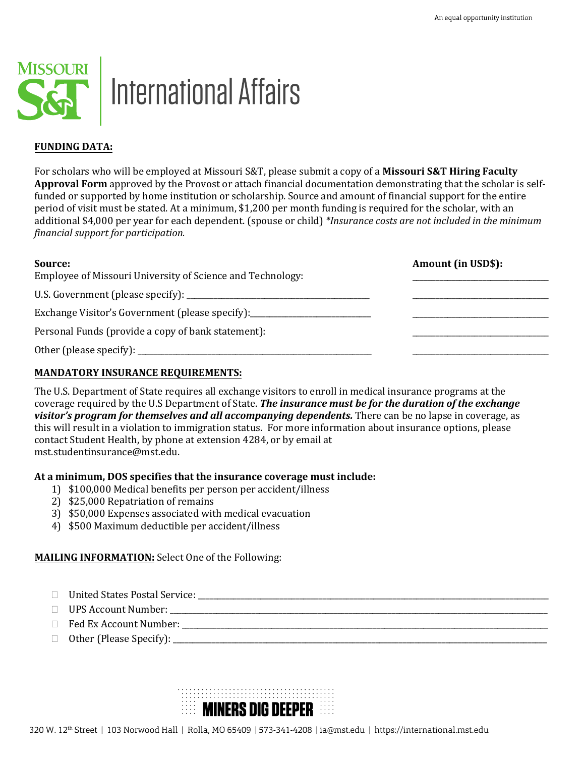# International Affairs

**FUNDING DATA:**

For scholars who will be employed at Missouri S&T, please submit a copy of a **Missouri S&T Hiring Faculty Approval Form** approved by the Provost or attach financial documentation demonstrating that the scholar is self-funded or supported by home institution or scholarship. Source and amount of financial support for the entire period of visit must be stated. At a minimum, $1,200 per month funding is required for the scholar, with an additional $4,000 per year for each dependent. (spouse or child) *\*Insurance costs are not included in the minimum financial support for participation.*

| **Source:** | **Amount (in USD$):** |
|---|---|
| Employee of Missouri University of Science and Technology: | ___________________ |
| U.S. Government (please specify): ___________________ | ___________________ |
| Exchange Visitor's Government (please specify):___________________ | ___________________ |
| Personal Funds (provide a copy of bank statement): | ___________________ |
| Other (please specify): ___________________ | ___________________ |

**MANDATORY INSURANCE REQUIREMENTS:**

The U.S. Department of State requires all exchange visitors to enroll in medical insurance programs at the coverage required by the U.S Department of State. ***The insurance must be for the duration of the exchange visitor's program for themselves and all accompanying dependents.*** There can be no lapse in coverage, as this will result in a violation to immigration status. For more information about insurance options, please contact Student Health, by phone at extension 4284, or by email at mst.studentinsurance@mst.edu.

**At a minimum, DOS specifies that the insurance coverage must include:**

1) $100,000 Medical benefits per person per accident/illness
2) $25,000 Repatriation of remains
3) $50,000 Expenses associated with medical evacuation
4) $500 Maximum deductible per accident/illness

**MAILING INFORMATION:** Select One of the Following:

- ☐ United States Postal Service: ___________________
- ☐ UPS Account Number: ___________________
- ☐ Fed Ex Account Number: ___________________
- ☐ Other (Please Specify): ___________________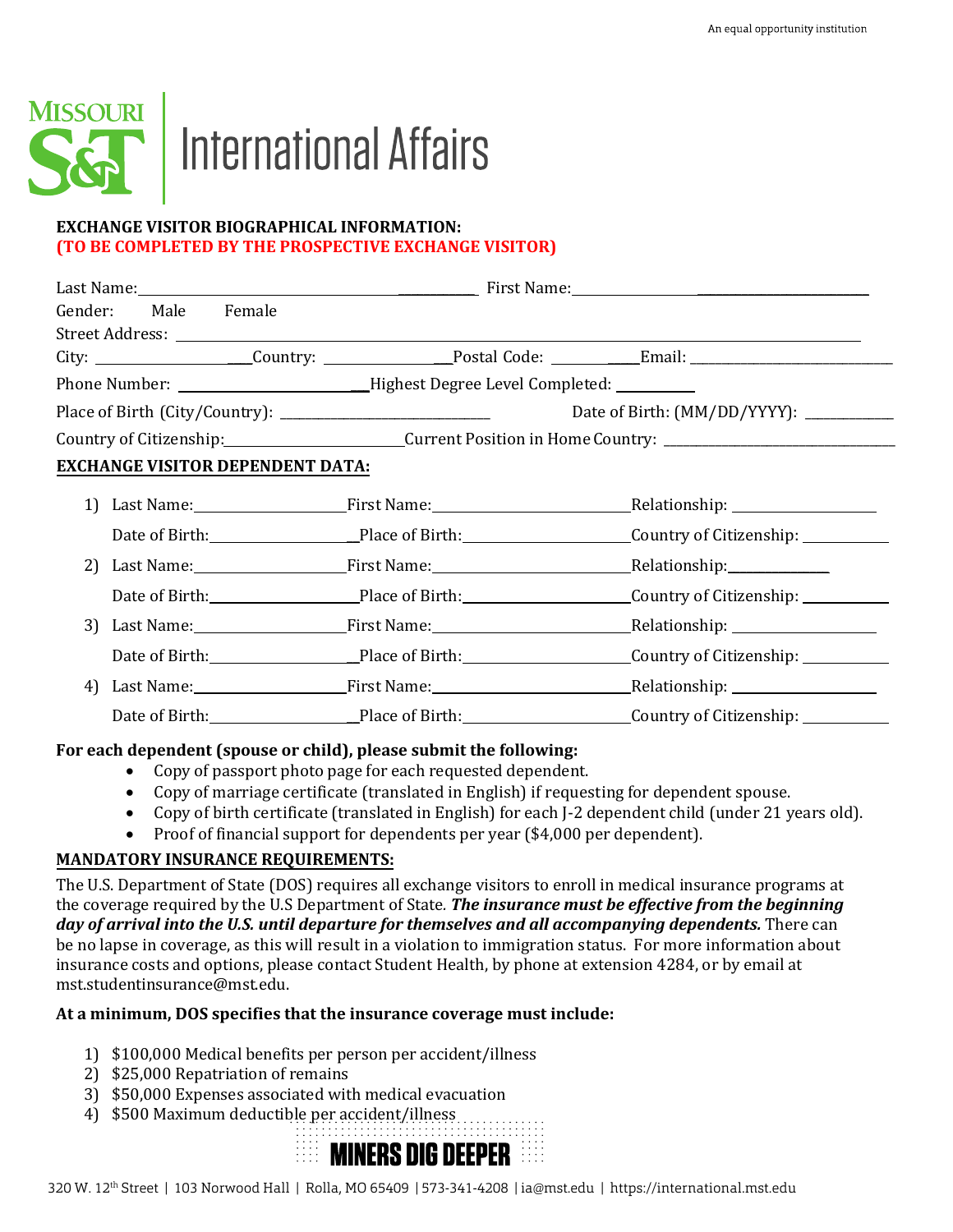An equal opportunity institution

MISSOURI S&T | International Affairs

**EXCHANGE VISITOR BIOGRAPHICAL INFORMATION:**
**(TO BE COMPLETED BY THE PROSPECTIVE EXCHANGE VISITOR)**

Last Name: ______________________ First Name: ______________________

Gender: Male Female

Street Address: ______________________________________________

City: ______________ Country: ______________ Postal Code: __________ Email: ______________________

Phone Number: ______________________ Highest Degree Level Completed: __________

Place of Birth (City/Country): ______________________ Date of Birth: (MM/DD/YYYY): __________

Country of Citizenship: ______________________ Current Position in Home Country: ______________________

**EXCHANGE VISITOR DEPENDENT DATA:**

1) Last Name: ______________ First Name: ______________ Relationship: ______________
   Date of Birth: ______________ Place of Birth: ______________ Country of Citizenship: ______________
2) Last Name: ______________ First Name: ______________ Relationship: ______________
   Date of Birth: ______________ Place of Birth: ______________ Country of Citizenship: ______________
3) Last Name: ______________ First Name: ______________ Relationship: ______________
   Date of Birth: ______________ Place of Birth: ______________ Country of Citizenship: ______________
4) Last Name: ______________ First Name: ______________ Relationship: ______________
   Date of Birth: ______________ Place of Birth: ______________ Country of Citizenship: ______________

**For each dependent (spouse or child), please submit the following:**

- Copy of passport photo page for each requested dependent.
- Copy of marriage certificate (translated in English) if requesting for dependent spouse.
- Copy of birth certificate (translated in English) for each J-2 dependent child (under 21 years old).
- Proof of financial support for dependents per year ($4,000 per dependent).

**MANDATORY INSURANCE REQUIREMENTS:**

The U.S. Department of State (DOS) requires all exchange visitors to enroll in medical insurance programs at the coverage required by the U.S Department of State. ***The insurance must be effective from the beginning day of arrival into the U.S. until departure for themselves and all accompanying dependents.*** There can be no lapse in coverage, as this will result in a violation to immigration status. For more information about insurance costs and options, please contact Student Health, by phone at extension 4284, or by email at mst.studentinsurance@mst.edu.

**At a minimum, DOS specifies that the insurance coverage must include:**

1) $100,000 Medical benefits per person per accident/illness
2) $25,000 Repatriation of remains
3) $50,000 Expenses associated with medical evacuation
4) $500 Maximum deductible per accident/illness

MINERS DIG DEEPER

320 W. 12th Street | 103 Norwood Hall | Rolla, MO 65409 | 573-341-4208 | ia@mst.edu | https://international.mst.edu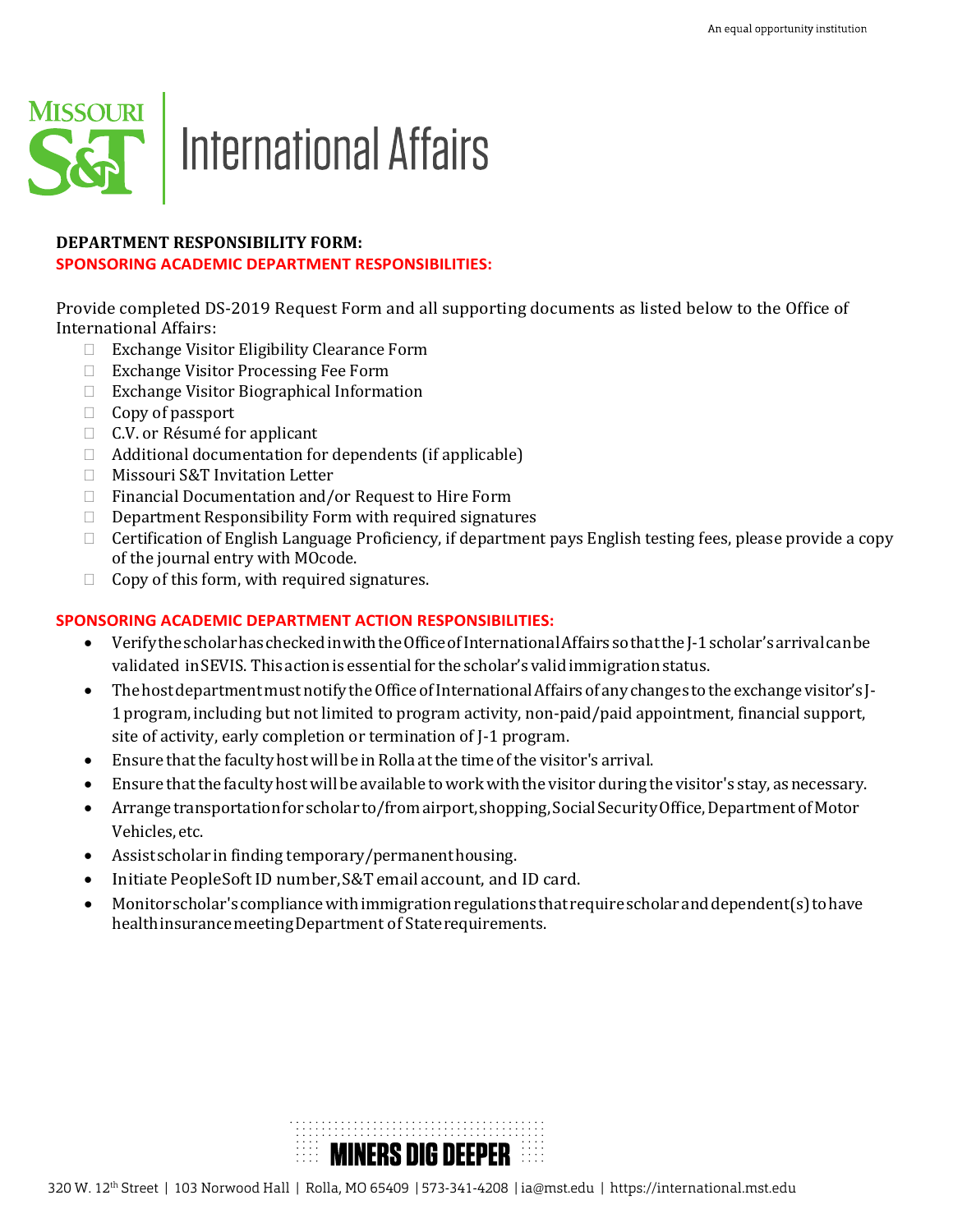An equal opportunity institution

# Missouri S&T | International Affairs

**DEPARTMENT RESPONSIBILITY FORM:**
**SPONSORING ACADEMIC DEPARTMENT RESPONSIBILITIES:**

Provide completed DS-2019 Request Form and all supporting documents as listed below to the Office of International Affairs:

- ☐ Exchange Visitor Eligibility Clearance Form
- ☐ Exchange Visitor Processing Fee Form
- ☐ Exchange Visitor Biographical Information
- ☐ Copy of passport
- ☐ C.V. or Résumé for applicant
- ☐ Additional documentation for dependents (if applicable)
- ☐ Missouri S&T Invitation Letter
- ☐ Financial Documentation and/or Request to Hire Form
- ☐ Department Responsibility Form with required signatures
- ☐ Certification of English Language Proficiency, if department pays English testing fees, please provide a copy of the journal entry with MOcode.
- ☐ Copy of this form, with required signatures.

**SPONSORING ACADEMIC DEPARTMENT ACTION RESPONSIBILITIES:**

- Verify the scholar has checked in with the Office of International Affairs so that the J-1 scholar's arrival can be validated in SEVIS. This action is essential for the scholar's valid immigration status.
- The host department must notify the Office of International Affairs of any changes to the exchange visitor's J-1 program, including but not limited to program activity, non-paid/paid appointment, financial support, site of activity, early completion or termination of J-1 program.
- Ensure that the faculty host will be in Rolla at the time of the visitor's arrival.
- Ensure that the faculty host will be available to work with the visitor during the visitor's stay, as necessary.
- Arrange transportation for scholar to/from airport, shopping, Social Security Office, Department of Motor Vehicles, etc.
- Assist scholar in finding temporary/permanent housing.
- Initiate PeopleSoft ID number, S&T email account, and ID card.
- Monitor scholar's compliance with immigration regulations that require scholar and dependent(s) to have health insurance meeting Department of State requirements.

MINERS DIG DEEPER

320 W. 12th Street | 103 Norwood Hall | Rolla, MO 65409 | 573-341-4208 | ia@mst.edu | https://international.mst.edu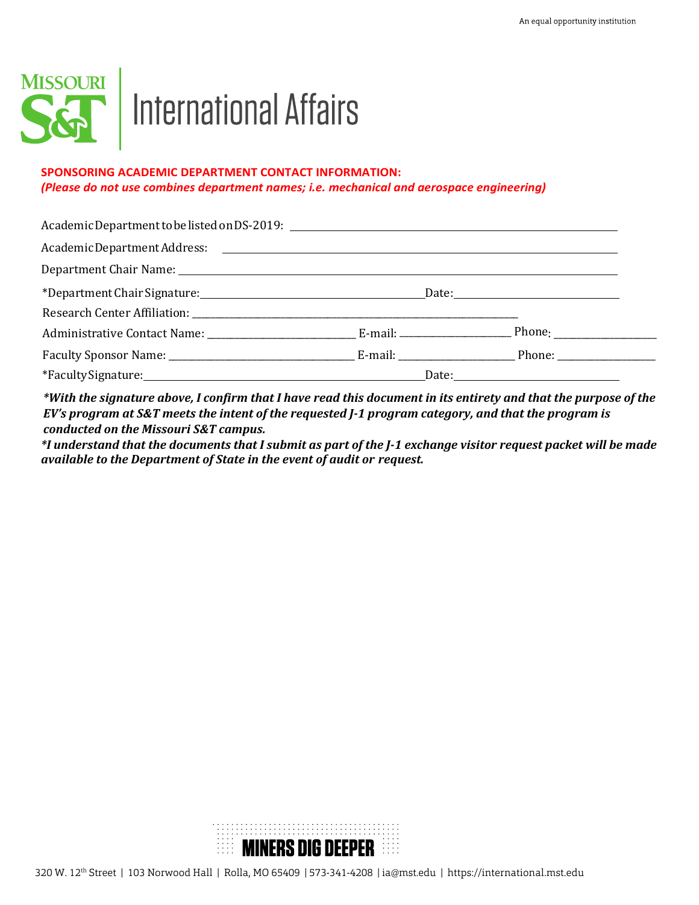# International Affairs

**SPONSORING ACADEMIC DEPARTMENT CONTACT INFORMATION:**
***(Please do not use combines department names; i.e. mechanical and aerospace engineering)***

Academic Department to be listed on DS-2019: ______________________________

Academic Department Address: ______________________________

Department Chair Name: ______________________________

*Department Chair Signature: ______________________ Date: ______________

Research Center Affiliation: ______________________________

Administrative Contact Name: ______________ E-mail: ____________ Phone: ____________

Faculty Sponsor Name: ______________ E-mail: ____________ Phone: ____________

*Faculty Signature: ______________________ Date: ______________

***With the signature above, I confirm that I have read this document in its entirety and that the purpose of the EV's program at S&T meets the intent of the requested J-1 program category, and that the program is conducted on the Missouri S&T campus.**

***I understand that the documents that I submit as part of the J-1 exchange visitor request packet will be made available to the Department of State in the event of audit or request.**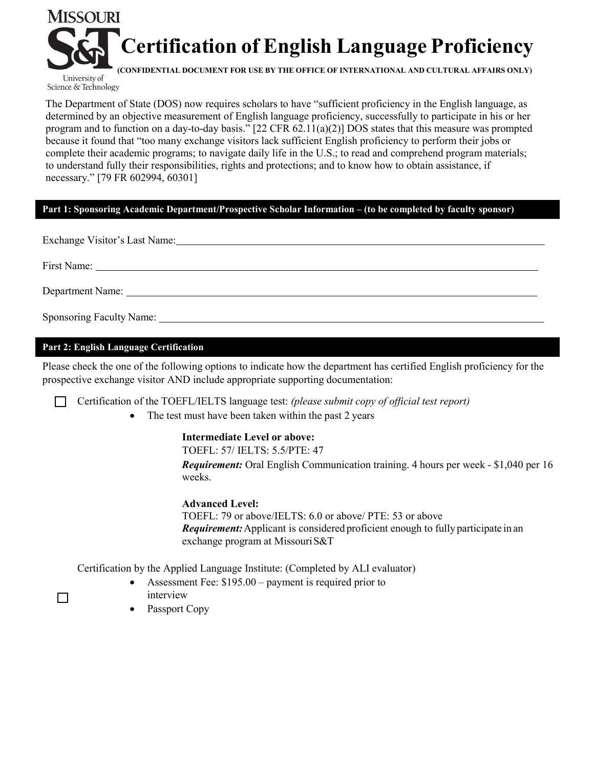# Certification of English Language Proficiency

**(CONFIDENTIAL DOCUMENT FOR USE BY THE OFFICE OF INTERNATIONAL AND CULTURAL AFFAIRS ONLY)**

The Department of State (DOS) now requires scholars to have "sufficient proficiency in the English language, as determined by an objective measurement of English language proficiency, successfully to participate in his or her program and to function on a day-to-day basis." [22 CFR 62.11(a)(2)] DOS states that this measure was prompted because it found that "too many exchange visitors lack sufficient English proficiency to perform their jobs or complete their academic programs; to navigate daily life in the U.S.; to read and comprehend program materials; to understand fully their responsibilities, rights and protections; and to know how to obtain assistance, if necessary." [79 FR 602994, 60301]

## Part 1: Sponsoring Academic Department/Prospective Scholar Information – (to be completed by faculty sponsor)

Exchange Visitor's Last Name: ______________________________

First Name: ______________________________

Department Name: ______________________________

Sponsoring Faculty Name: ______________________________

## Part 2: English Language Certification

Please check the one of the following options to indicate how the department has certified English proficiency for the prospective exchange visitor AND include appropriate supporting documentation:

☐ Certification of the TOEFL/IELTS language test: *(please submit copy of official test report)*

- The test must have been taken within the past 2 years

**Intermediate Level or above:**
TOEFL: 57/ IELTS: 5.5/PTE: 47
***Requirement:*** Oral English Communication training. 4 hours per week - $1,040 per 16 weeks.

**Advanced Level:**
TOEFL: 79 or above/IELTS: 6.0 or above/ PTE: 53 or above
***Requirement:*** Applicant is considered proficient enough to fully participate in an exchange program at Missouri S&T

☐ Certification by the Applied Language Institute: (Completed by ALI evaluator)

- Assessment Fee: $195.00 – payment is required prior to interview
- Passport Copy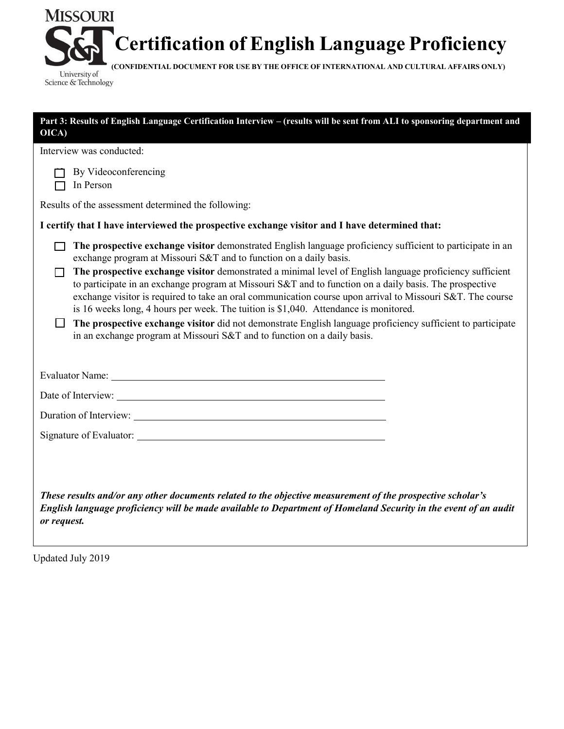MISSOURI S&T University of Science & Technology

# Certification of English Language Proficiency

**(CONFIDENTIAL DOCUMENT FOR USE BY THE OFFICE OF INTERNATIONAL AND CULTURAL AFFAIRS ONLY)**

**Part 3: Results of English Language Certification Interview – (results will be sent from ALI to sponsoring department and OICA)**

Interview was conducted:

- ☐ By Videoconferencing
- ☐ In Person

Results of the assessment determined the following:

**I certify that I have interviewed the prospective exchange visitor and I have determined that:**

- ☐ **The prospective exchange visitor** demonstrated English language proficiency sufficient to participate in an exchange program at Missouri S&T and to function on a daily basis.
- ☐ **The prospective exchange visitor** demonstrated a minimal level of English language proficiency sufficient to participate in an exchange program at Missouri S&T and to function on a daily basis. The prospective exchange visitor is required to take an oral communication course upon arrival to Missouri S&T. The course is 16 weeks long, 4 hours per week. The tuition is $1,040. Attendance is monitored.
- ☐ **The prospective exchange visitor** did not demonstrate English language proficiency sufficient to participate in an exchange program at Missouri S&T and to function on a daily basis.

Evaluator Name: ______________________________

Date of Interview: ______________________________

Duration of Interview: ______________________________

Signature of Evaluator: ______________________________

***These results and/or any other documents related to the objective measurement of the prospective scholar's English language proficiency will be made available to Department of Homeland Security in the event of an audit or request.***

Updated July 2019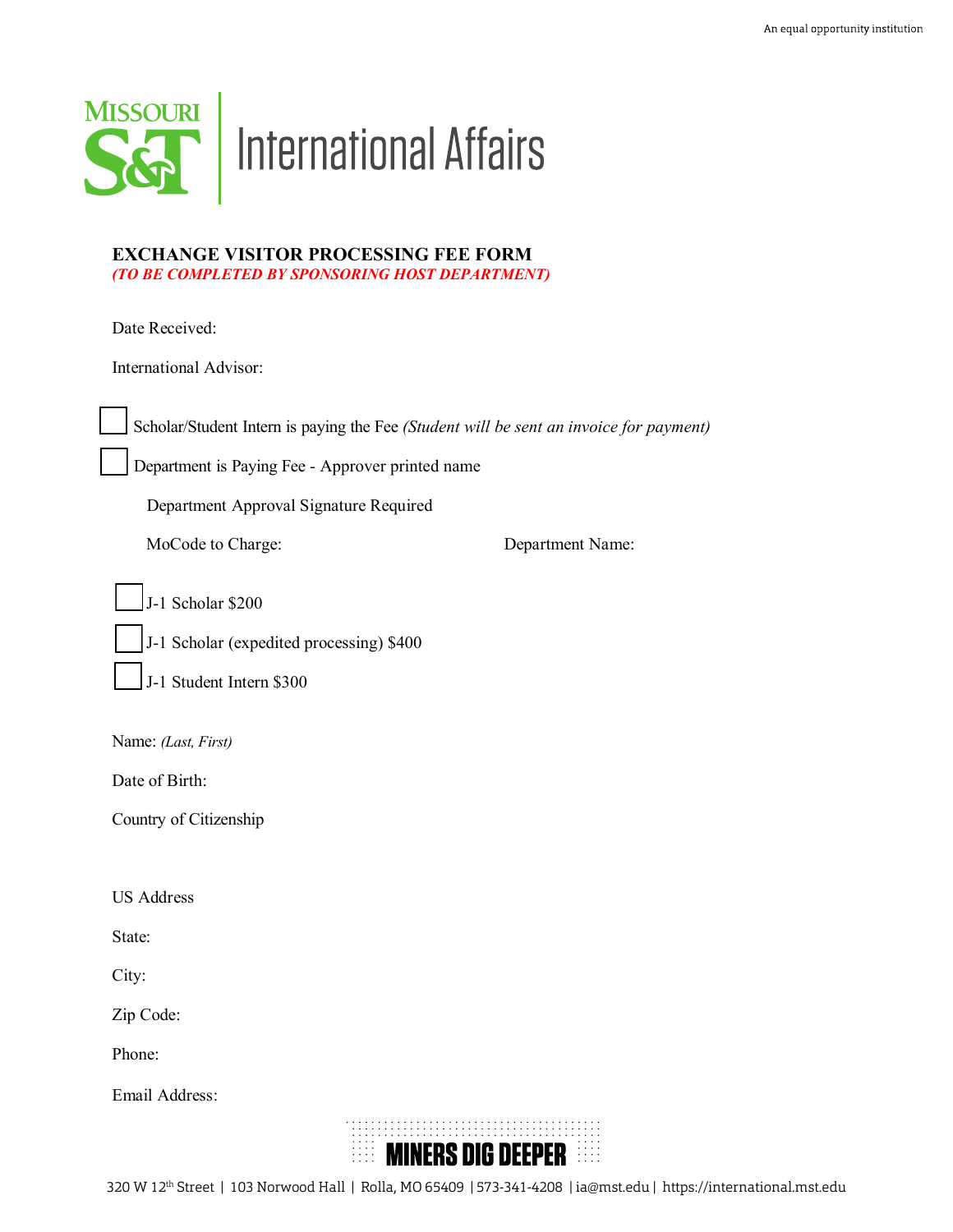Missouri S&T | International Affairs

**EXCHANGE VISITOR PROCESSING FEE FORM**
***(TO BE COMPLETED BY SPONSORING HOST DEPARTMENT)***

Date Received:

International Advisor:

☐ Scholar/Student Intern is paying the Fee *(Student will be sent an invoice for payment)*

☐ Department is Paying Fee - Approver printed name

Department Approval Signature Required

MoCode to Charge: Department Name:

☐ J-1 Scholar $200

☐ J-1 Scholar (expedited processing) $400

☐ J-1 Student Intern $300

Name: *(Last, First)*

Date of Birth:

Country of Citizenship

US Address

State:

City:

Zip Code:

Phone:

Email Address:

MINERS DIG DEEPER

320 W 12th Street | 103 Norwood Hall | Rolla, MO 65409 | 573-341-4208 | ia@mst.edu | https://international.mst.edu